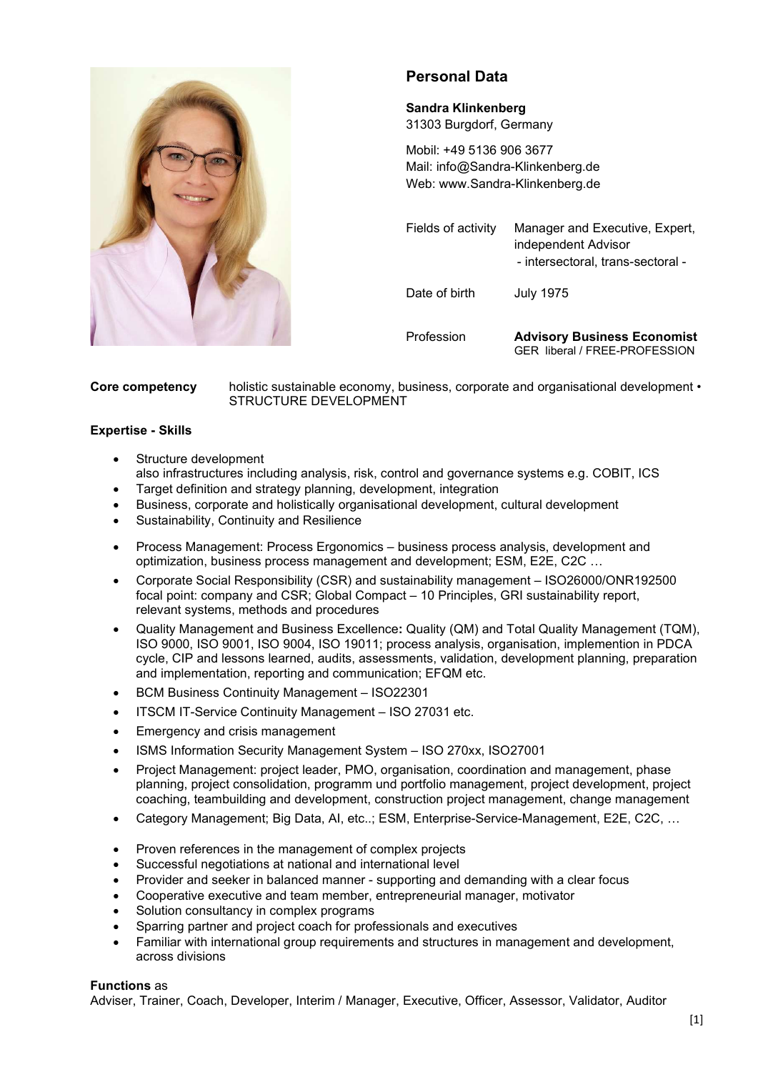## Personal Data

**Sandra Klinkenberg**
31303 Burgdorf, Germany

Mobil: +49 5136 906 3677
Mail: info@Sandra-Klinkenberg.de
Web: www.Sandra-Klinkenberg.de

| | |
|---|---|
| Fields of activity | Manager and Executive, Expert, independent Advisor - intersectoral, trans-sectoral - |
| Date of birth | July 1975 |
| Profession | **Advisory Business Economist** GER liberal / FREE-PROFESSION |

**Core competency** holistic sustainable economy, business, corporate and organisational development • STRUCTURE DEVELOPMENT

**Expertise - Skills**

- Structure development
  also infrastructures including analysis, risk, control and governance systems e.g. COBIT, ICS
- Target definition and strategy planning, development, integration
- Business, corporate and holistically organisational development, cultural development
- Sustainability, Continuity and Resilience

- Process Management: Process Ergonomics – business process analysis, development and optimization, business process management and development; ESM, E2E, C2C …
- Corporate Social Responsibility (CSR) and sustainability management – ISO26000/ONR192500 focal point: company and CSR; Global Compact – 10 Principles, GRI sustainability report, relevant systems, methods and procedures
- Quality Management and Business Excellence**:** Quality (QM) and Total Quality Management (TQM), ISO 9000, ISO 9001, ISO 9004, ISO 19011; process analysis, organisation, implemention in PDCA cycle, CIP and lessons learned, audits, assessments, validation, development planning, preparation and implementation, reporting and communication; EFQM etc.
- BCM Business Continuity Management – ISO22301
- ITSCM IT-Service Continuity Management – ISO 27031 etc.
- Emergency and crisis management
- ISMS Information Security Management System – ISO 270xx, ISO27001
- Project Management: project leader, PMO, organisation, coordination and management, phase planning, project consolidation, programm und portfolio management, project development, project coaching, teambuilding and development, construction project management, change management
- Category Management; Big Data, AI, etc..; ESM, Enterprise-Service-Management, E2E, C2C, …

- Proven references in the management of complex projects
- Successful negotiations at national and international level
- Provider and seeker in balanced manner - supporting and demanding with a clear focus
- Cooperative executive and team member, entrepreneurial manager, motivator
- Solution consultancy in complex programs
- Sparring partner and project coach for professionals and executives
- Familiar with international group requirements and structures in management and development, across divisions

**Functions** as
Adviser, Trainer, Coach, Developer, Interim / Manager, Executive, Officer, Assessor, Validator, Auditor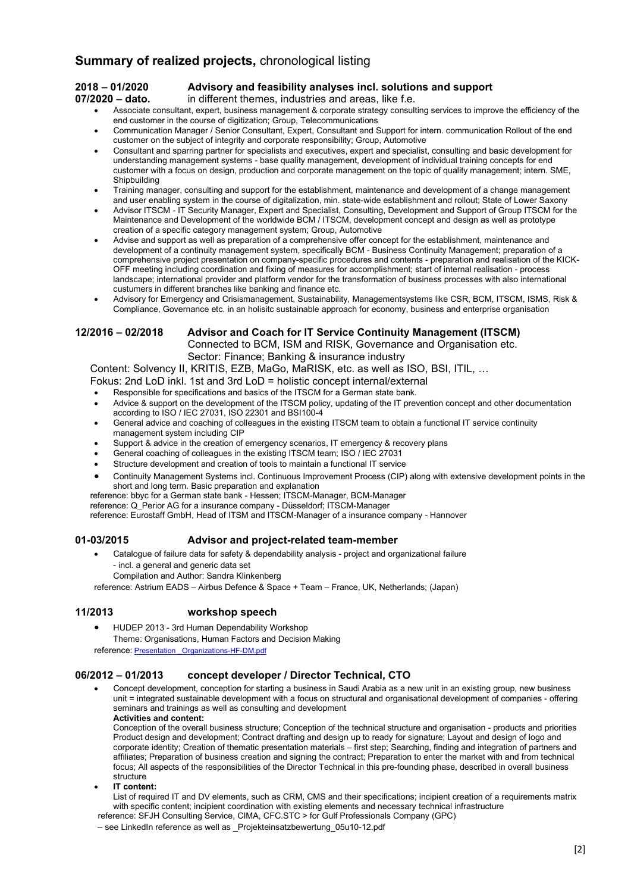## **Summary of realized projects,** chronological listing

**2018 – 01/2020**
**07/2020 – dato.**

**Advisory and feasibility analyses incl. solutions and support** in different themes, industries and areas, like f.e.

- Associate consultant, expert, business management & corporate strategy consulting services to improve the efficiency of the end customer in the course of digitization; Group, Telecommunications
- Communication Manager / Senior Consultant, Expert, Consultant and Support for intern. communication Rollout of the end customer on the subject of integrity and corporate responsibility; Group, Automotive
- Consultant and sparring partner for specialists and executives, expert and specialist, consulting and basic development for understanding management systems - base quality management, development of individual training concepts for end customer with a focus on design, production and corporate management on the topic of quality management; intern. SME, Shipbuilding
- Training manager, consulting and support for the establishment, maintenance and development of a change management and user enabling system in the course of digitalization, min. state-wide establishment and rollout; State of Lower Saxony
- Advisor ITSCM - IT Security Manager, Expert and Specialist, Consulting, Development and Support of Group ITSCM for the Maintenance and Development of the worldwide BCM / ITSCM, development concept and design as well as prototype creation of a specific category management system; Group, Automotive
- Advise and support as well as preparation of a comprehensive offer concept for the establishment, maintenance and development of a continuity management system, specifically BCM - Business Continuity Management; preparation of a comprehensive project presentation on company-specific procedures and contents - preparation and realisation of the KICK-OFF meeting including coordination and fixing of measures for accomplishment; start of internal realisation - process landscape; international provider and platform vendor for the transformation of business processes with also international custumers in different branches like banking and finance etc.
- Advisory for Emergency and Crisismanagement, Sustainability, Managementsystems like CSR, BCM, ITSCM, ISMS, Risk & Compliance, Governance etc. in an holisitc sustainable approach for economy, business and enterprise organisation

**12/2016 – 02/2018** **Advisor and Coach for IT Service Continuity Management (ITSCM)**
Connected to BCM, ISM and RISK, Governance and Organisation etc.
Sector: Finance; Banking & insurance industry

Content: Solvency II, KRITIS, EZB, MaGo, MaRISK, etc. as well as ISO, BSI, ITIL, …
Fokus: 2nd LoD inkl. 1st and 3rd LoD = holistic concept internal/external

- Responsible for specifications and basics of the ITSCM for a German state bank.
- Advice & support on the development of the ITSCM policy, updating of the IT prevention concept and other documentation according to ISO / IEC 27031, ISO 22301 and BSI100-4
- General advice and coaching of colleagues in the existing ITSCM team to obtain a functional IT service continuity management system including CIP
- Support & advice in the creation of emergency scenarios, IT emergency & recovery plans
- General coaching of colleagues in the existing ITSCM team; ISO / IEC 27031
- Structure development and creation of tools to maintain a functional IT service
- Continuity Management Systems incl. Continuous Improvement Process (CIP) along with extensive development points in the short and long term. Basic preparation and explanation

reference: bbyc for a German state bank - Hessen; ITSCM-Manager, BCM-Manager
reference: Q_Perior AG for a insurance company - Düsseldorf; ITSCM-Manager
reference: Eurostaff GmbH, Head of ITSM and ITSCM-Manager of a insurance company - Hannover

**01-03/2015** **Advisor and project-related team-member**

- Catalogue of failure data for safety & dependability analysis - project and organizational failure
  - incl. a general and generic data set
  Compilation and Author: Sandra Klinkenberg

reference: Astrium EADS – Airbus Defence & Space + Team – France, UK, Netherlands; (Japan)

**11/2013** **workshop speech**

- HUDEP 2013 - 3rd Human Dependability Workshop
  Theme: Organisations, Human Factors and Decision Making

reference: Presentation _Organizations-HF-DM.pdf

**06/2012 – 01/2013** **concept developer / Director Technical, CTO**

- Concept development, conception for starting a business in Saudi Arabia as a new unit in an existing group, new business unit = integrated sustainable development with a focus on structural and organisational development of companies - offering seminars and trainings as well as consulting and development
  **Activities and content:**
  Conception of the overall business structure; Conception of the technical structure and organisation - products and priorities Product design and development; Contract drafting and design up to ready for signature; Layout and design of logo and corporate identity; Creation of thematic presentation materials – first step; Searching, finding and integration of partners and affiliates; Preparation of business creation and signing the contract; Preparation to enter the market with and from technical focus; All aspects of the responsibilities of the Director Technical in this pre-founding phase, described in overall business structure
- **IT content:**
  List of required IT and DV elements, such as CRM, CMS and their specifications; incipient creation of a requirements matrix with specific content; incipient coordination with existing elements and necessary technical infrastructure

reference: SFJH Consulting Service, CIMA, CFC.STC > for Gulf Professionals Company (GPC)
– see LinkedIn reference as well as _Projekteinsatzbewertung_05u10-12.pdf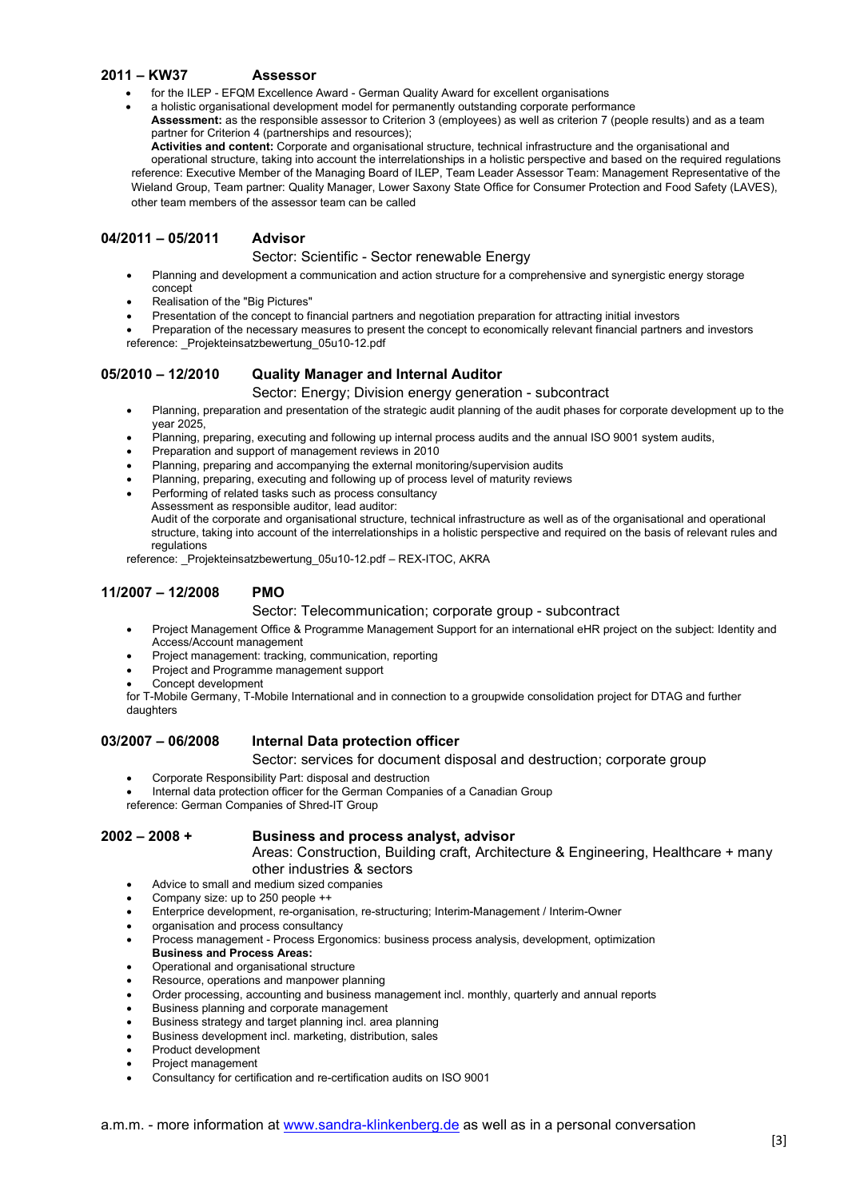**2011 – KW37** **Assessor**

- for the ILEP - EFQM Excellence Award - German Quality Award for excellent organisations
- a holistic organisational development model for permanently outstanding corporate performance
  **Assessment:** as the responsible assessor to Criterion 3 (employees) as well as criterion 7 (people results) and as a team partner for Criterion 4 (partnerships and resources);
  **Activities and content:** Corporate and organisational structure, technical infrastructure and the organisational and operational structure, taking into account the interrelationships in a holistic perspective and based on the required regulations

reference: Executive Member of the Managing Board of ILEP, Team Leader Assessor Team: Management Representative of the Wieland Group, Team partner: Quality Manager, Lower Saxony State Office for Consumer Protection and Food Safety (LAVES), other team members of the assessor team can be called

**04/2011 – 05/2011** **Advisor**

Sector: Scientific - Sector renewable Energy

- Planning and development a communication and action structure for a comprehensive and synergistic energy storage concept
- Realisation of the "Big Pictures"
- Presentation of the concept to financial partners and negotiation preparation for attracting initial investors
- Preparation of the necessary measures to present the concept to economically relevant financial partners and investors

reference: _Projekteinsatzbewertung_05u10-12.pdf

**05/2010 – 12/2010** **Quality Manager and Internal Auditor**

Sector: Energy; Division energy generation - subcontract

- Planning, preparation and presentation of the strategic audit planning of the audit phases for corporate development up to the year 2025,
- Planning, preparing, executing and following up internal process audits and the annual ISO 9001 system audits,
- Preparation and support of management reviews in 2010
- Planning, preparing and accompanying the external monitoring/supervision audits
- Planning, preparing, executing and following up of process level of maturity reviews
- Performing of related tasks such as process consultancy
  Assessment as responsible auditor, lead auditor:
  Audit of the corporate and organisational structure, technical infrastructure as well as of the organisational and operational structure, taking into account of the interrelationships in a holistic perspective and required on the basis of relevant rules and regulations

reference: _Projekteinsatzbewertung_05u10-12.pdf – REX-ITOC, AKRA

**11/2007 – 12/2008** **PMO**

Sector: Telecommunication; corporate group - subcontract

- Project Management Office & Programme Management Support for an international eHR project on the subject: Identity and Access/Account management
- Project management: tracking, communication, reporting
- Project and Programme management support
- Concept development

for T-Mobile Germany, T-Mobile International and in connection to a groupwide consolidation project for DTAG and further daughters

**03/2007 – 06/2008** **Internal Data protection officer**

Sector: services for document disposal and destruction; corporate group

- Corporate Responsibility Part: disposal and destruction
- Internal data protection officer for the German Companies of a Canadian Group

reference: German Companies of Shred-IT Group

**2002 – 2008 +** **Business and process analyst, advisor**

Areas: Construction, Building craft, Architecture & Engineering, Healthcare + many other industries & sectors

- Advice to small and medium sized companies
- Company size: up to 250 people ++
- Enterprise development, re-organisation, re-structuring; Interim-Management / Interim-Owner
- organisation and process consultancy
- Process management - Process Ergonomics: business process analysis, development, optimization
  **Business and Process Areas:**
- Operational and organisational structure
- Resource, operations and manpower planning
- Order processing, accounting and business management incl. monthly, quarterly and annual reports
- Business planning and corporate management
- Business strategy and target planning incl. area planning
- Business development incl. marketing, distribution, sales
- Product development
- Project management
- Consultancy for certification and re-certification audits on ISO 9001

a.m.m. - more information at [www.sandra-klinkenberg.de](http://www.sandra-klinkenberg.de) as well as in a personal conversation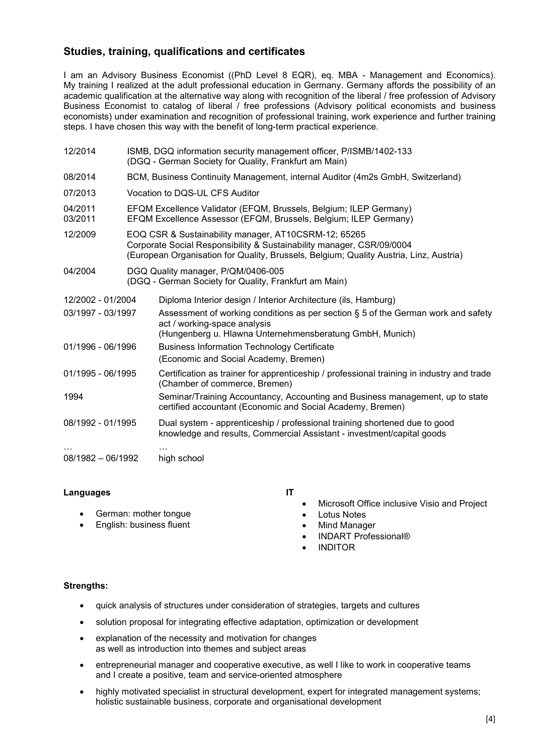## Studies, training, qualifications and certificates

I am an Advisory Business Economist ((PhD Level 8 EQR), eq. MBA - Management and Economics). My training I realized at the adult professional education in Germany. Germany affords the possibility of an academic qualification at the alternative way along with recognition of the liberal / free profession of Advisory Business Economist to catalog of liberal / free professions (Advisory political economists and business economists) under examination and recognition of professional training, work experience and further training steps. I have chosen this way with the benefit of long-term practical experience.

| | |
|---|---|
| 12/2014 | ISMB, DGQ information security management officer, P/ISMB/1402-133<br>(DGQ - German Society for Quality, Frankfurt am Main) |
| 08/2014 | BCM, Business Continuity Management, internal Auditor (4m2s GmbH, Switzerland) |
| 07/2013 | Vocation to DQS-UL CFS Auditor |
| 04/2011 | EFQM Excellence Validator (EFQM, Brussels, Belgium; ILEP Germany) |
| 03/2011 | EFQM Excellence Assessor (EFQM, Brussels, Belgium; ILEP Germany) |
| 12/2009 | EOQ CSR & Sustainability manager, AT10CSRM-12; 65265<br>Corporate Social Responsibility & Sustainability manager, CSR/09/0004<br>(European Organisation for Quality, Brussels, Belgium; Quality Austria, Linz, Austria) |
| 04/2004 | DGQ Quality manager, P/QM/0406-005<br>(DGQ - German Society for Quality, Frankfurt am Main) |
| 12/2002 - 01/2004 | Diploma Interior design / Interior Architecture (ils, Hamburg) |
| 03/1997 - 03/1997 | Assessment of working conditions as per section § 5 of the German work and safety act / working-space analysis<br>(Hungenberg u. Hlawna Unternehmensberatung GmbH, Munich) |
| 01/1996 - 06/1996 | Business Information Technology Certificate<br>(Economic and Social Academy, Bremen) |
| 01/1995 - 06/1995 | Certification as trainer for apprenticeship / professional training in industry and trade (Chamber of commerce, Bremen) |
| 1994 | Seminar/Training Accountancy, Accounting and Business management, up to state certified accountant (Economic and Social Academy, Bremen) |
| 08/1992 - 01/1995 | Dual system - apprenticeship / professional training shortened due to good knowledge and results, Commercial Assistant - investment/capital goods |
| … | … |
| 08/1982 – 06/1992 | high school |

**Languages**

- German: mother tongue
- English: business fluent

**IT**

- Microsoft Office inclusive Visio and Project
- Lotus Notes
- Mind Manager
- INDART Professional®
- INDITOR

**Strengths:**

- quick analysis of structures under consideration of strategies, targets and cultures
- solution proposal for integrating effective adaptation, optimization or development
- explanation of the necessity and motivation for changes as well as introduction into themes and subject areas
- entrepreneurial manager and cooperative executive, as well I like to work in cooperative teams and I create a positive, team and service-oriented atmosphere
- highly motivated specialist in structural development, expert for integrated management systems; holistic sustainable business, corporate and organisational development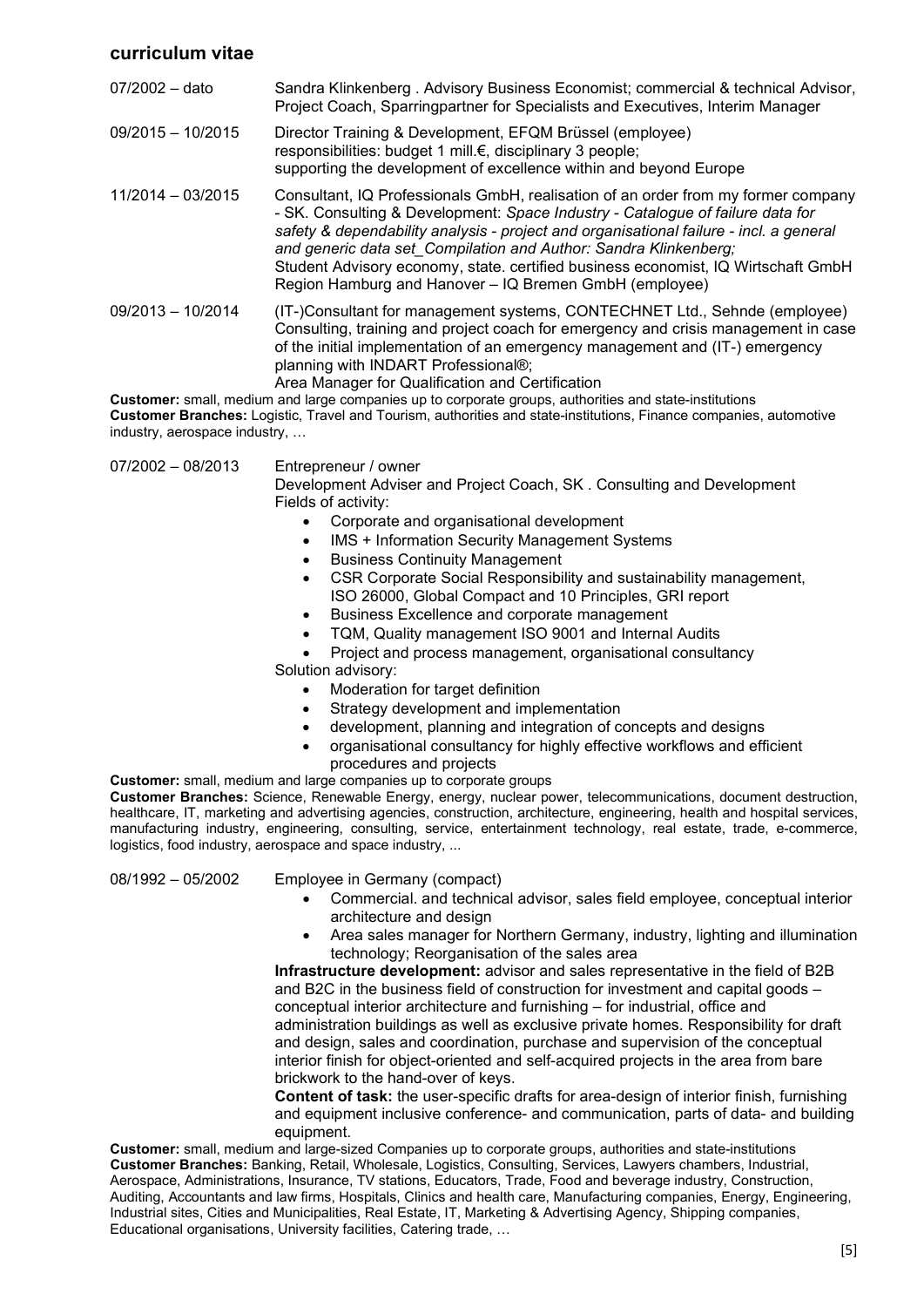## curriculum vitae

| | |
|---|---|
| 07/2002 – dato | Sandra Klinkenberg . Advisory Business Economist; commercial & technical Advisor, Project Coach, Sparringpartner for Specialists and Executives, Interim Manager |
| 09/2015 – 10/2015 | Director Training & Development, EFQM Brüssel (employee) responsibilities: budget 1 mill.€, disciplinary 3 people; supporting the development of excellence within and beyond Europe |
| 11/2014 – 03/2015 | Consultant, IQ Professionals GmbH, realisation of an order from my former company - SK. Consulting & Development: *Space Industry - Catalogue of failure data for safety & dependability analysis - project and organisational failure - incl. a general and generic data set_Compilation and Author: Sandra Klinkenberg;* Student Advisory economy, state. certified business economist, IQ Wirtschaft GmbH Region Hamburg and Hanover – IQ Bremen GmbH (employee) |
| 09/2013 – 10/2014 | (IT-)Consultant for management systems, CONTECHNET Ltd., Sehnde (employee) Consulting, training and project coach for emergency and crisis management in case of the initial implementation of an emergency management and (IT-) emergency planning with INDART Professional®; Area Manager for Qualification and Certification |

**Customer:** small, medium and large companies up to corporate groups, authorities and state-institutions
**Customer Branches:** Logistic, Travel and Tourism, authorities and state-institutions, Finance companies, automotive industry, aerospace industry, …

07/2002 – 08/2013 Entrepreneur / owner

Development Adviser and Project Coach, SK . Consulting and Development

Fields of activity:

- Corporate and organisational development
- IMS + Information Security Management Systems
- Business Continuity Management
- CSR Corporate Social Responsibility and sustainability management, ISO 26000, Global Compact and 10 Principles, GRI report
- Business Excellence and corporate management
- TQM, Quality management ISO 9001 and Internal Audits
- Project and process management, organisational consultancy

Solution advisory:

- Moderation for target definition
- Strategy development and implementation
- development, planning and integration of concepts and designs
- organisational consultancy for highly effective workflows and efficient procedures and projects

**Customer:** small, medium and large companies up to corporate groups
**Customer Branches:** Science, Renewable Energy, energy, nuclear power, telecommunications, document destruction, healthcare, IT, marketing and advertising agencies, construction, architecture, engineering, health and hospital services, manufacturing industry, engineering, consulting, service, entertainment technology, real estate, trade, e-commerce, logistics, food industry, aerospace and space industry, ...

08/1992 – 05/2002 Employee in Germany (compact)

- Commercial. and technical advisor, sales field employee, conceptual interior architecture and design
- Area sales manager for Northern Germany, industry, lighting and illumination technology; Reorganisation of the sales area

**Infrastructure development:** advisor and sales representative in the field of B2B and B2C in the business field of construction for investment and capital goods – conceptual interior architecture and furnishing – for industrial, office and administration buildings as well as exclusive private homes. Responsibility for draft and design, sales and coordination, purchase and supervision of the conceptual interior finish for object-oriented and self-acquired projects in the area from bare brickwork to the hand-over of keys.

**Content of task:** the user-specific drafts for area-design of interior finish, furnishing and equipment inclusive conference- and communication, parts of data- and building equipment.

**Customer:** small, medium and large-sized Companies up to corporate groups, authorities and state-institutions
**Customer Branches:** Banking, Retail, Wholesale, Logistics, Consulting, Services, Lawyers chambers, Industrial, Aerospace, Administrations, Insurance, TV stations, Educators, Trade, Food and beverage industry, Construction, Auditing, Accountants and law firms, Hospitals, Clinics and health care, Manufacturing companies, Energy, Engineering, Industrial sites, Cities and Municipalities, Real Estate, IT, Marketing & Advertising Agency, Shipping companies, Educational organisations, University facilities, Catering trade, …